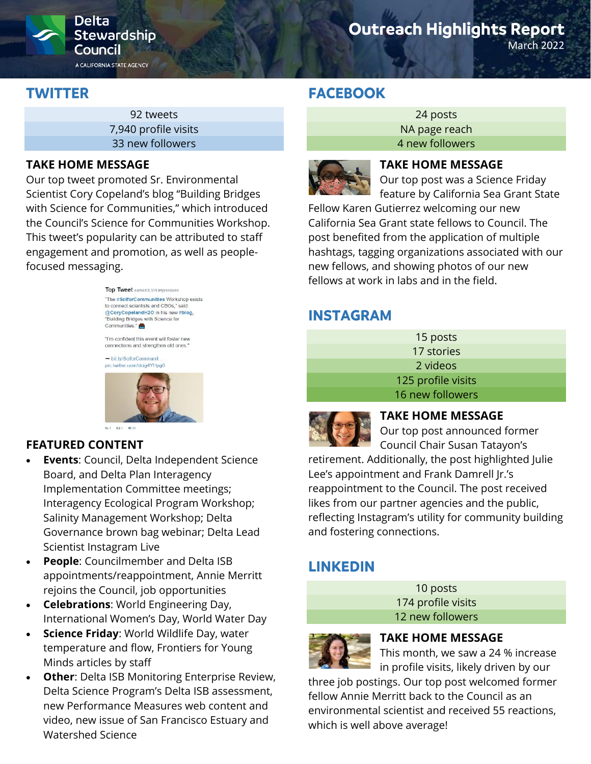Delta Stewardship Council
A CALIFORNIA STATE AGENCY

# Outreach Highlights Report

March 2022

## TWITTER

92 tweets
7,940 profile visits
33 new followers

### TAKE HOME MESSAGE

Our top tweet promoted Sr. Environmental Scientist Cory Copeland's blog "Building Bridges with Science for Communities," which introduced the Council's Science for Communities Workshop. This tweet's popularity can be attributed to staff engagement and promotion, as well as people-focused messaging.

### FEATURED CONTENT

- **Events**: Council, Delta Independent Science Board, and Delta Plan Interagency Implementation Committee meetings; Interagency Ecological Program Workshop; Salinity Management Workshop; Delta Governance brown bag webinar; Delta Lead Scientist Instagram Live
- **People**: Councilmember and Delta ISB appointments/reappointment, Annie Merritt rejoins the Council, job opportunities
- **Celebrations**: World Engineering Day, International Women's Day, World Water Day
- **Science Friday**: World Wildlife Day, water temperature and flow, Frontiers for Young Minds articles by staff
- **Other**: Delta ISB Monitoring Enterprise Review, Delta Science Program's Delta ISB assessment, new Performance Measures web content and video, new issue of San Francisco Estuary and Watershed Science

## FACEBOOK

24 posts
NA page reach
4 new followers

### TAKE HOME MESSAGE

Our top post was a Science Friday feature by California Sea Grant State Fellow Karen Gutierrez welcoming our new California Sea Grant state fellows to Council. The post benefited from the application of multiple hashtags, tagging organizations associated with our new fellows, and showing photos of our new fellows at work in labs and in the field.

## INSTAGRAM

15 posts
17 stories
2 videos
125 profile visits
16 new followers

### TAKE HOME MESSAGE

Our top post announced former Council Chair Susan Tatayon's retirement. Additionally, the post highlighted Julie Lee's appointment and Frank Damrell Jr.'s reappointment to the Council. The post received likes from our partner agencies and the public, reflecting Instagram's utility for community building and fostering connections.

## LINKEDIN

10 posts
174 profile visits
12 new followers

### TAKE HOME MESSAGE

This month, we saw a 24 % increase in profile visits, likely driven by our three job postings. Our top post welcomed former fellow Annie Merritt back to the Council as an environmental scientist and received 55 reactions, which is well above average!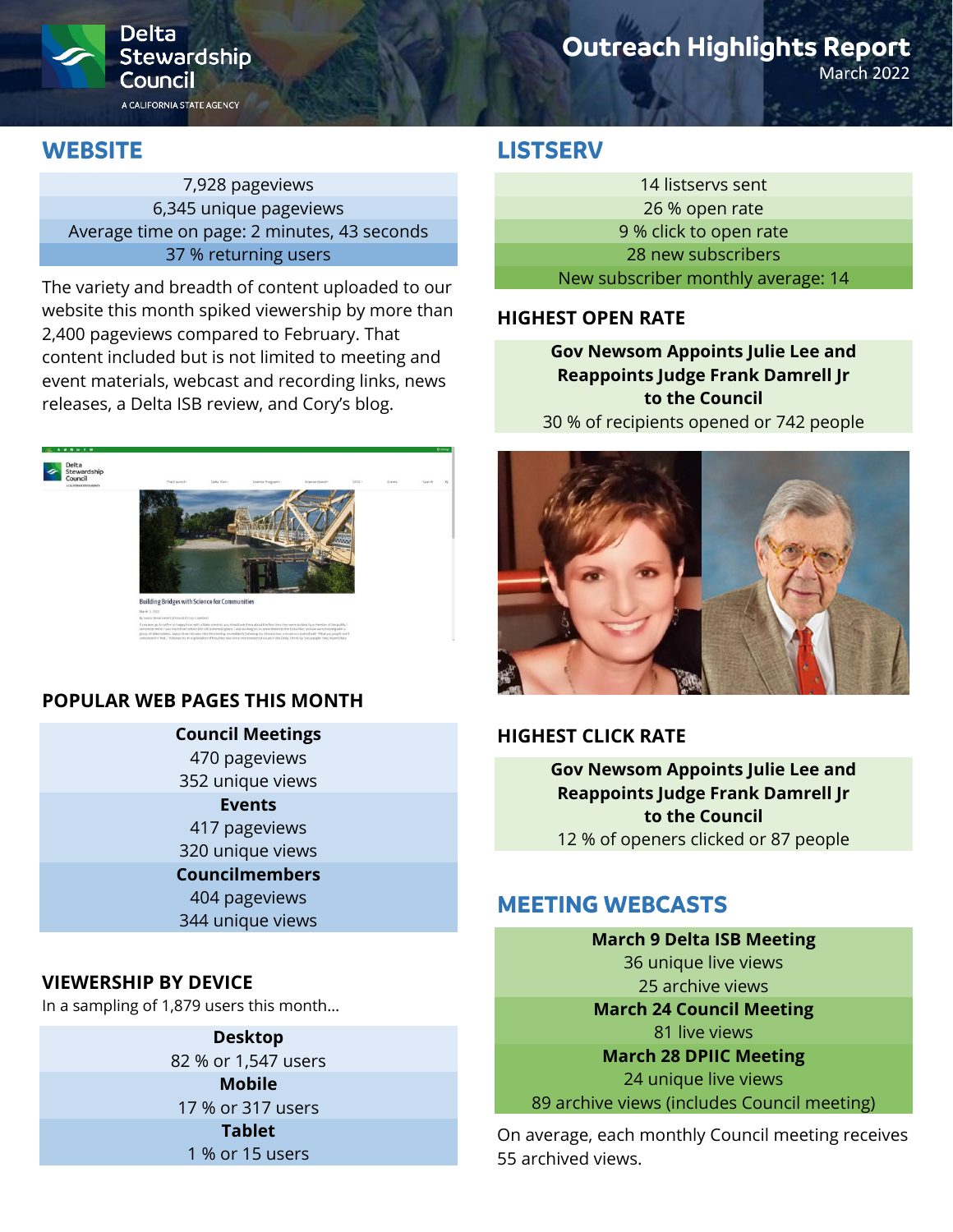# Outreach Highlights Report

March 2022

## WEBSITE

| |
|---|
| 7,928 pageviews |
| 6,345 unique pageviews |
| Average time on page: 2 minutes, 43 seconds |
| 37 % returning users |

The variety and breadth of content uploaded to our website this month spiked viewership by more than 2,400 pageviews compared to February. That content included but is not limited to meeting and event materials, webcast and recording links, news releases, a Delta ISB review, and Cory's blog.

### POPULAR WEB PAGES THIS MONTH

| | |
|---|---|
| **Council Meetings** | 470 pageviews<br>352 unique views |
| **Events** | 417 pageviews<br>320 unique views |
| **Councilmembers** | 404 pageviews<br>344 unique views |

### VIEWERSHIP BY DEVICE

In a sampling of 1,879 users this month...

| | |
|---|---|
| **Desktop** | 82 % or 1,547 users |
| **Mobile** | 17 % or 317 users |
| **Tablet** | 1 % or 15 users |

## LISTSERV

| |
|---|
| 14 listservs sent |
| 26 % open rate |
| 9 % click to open rate |
| 28 new subscribers |
| New subscriber monthly average: 14 |

### HIGHEST OPEN RATE

**Gov Newsom Appoints Julie Lee and Reappoints Judge Frank Damrell Jr to the Council**

30 % of recipients opened or 742 people

### HIGHEST CLICK RATE

**Gov Newsom Appoints Julie Lee and Reappoints Judge Frank Damrell Jr to the Council**

12 % of openers clicked or 87 people

## MEETING WEBCASTS

| | |
|---|---|
| **March 9 Delta ISB Meeting** | 36 unique live views<br>25 archive views |
| **March 24 Council Meeting** | 81 live views |
| **March 28 DPIIC Meeting** | 24 unique live views<br>89 archive views (includes Council meeting) |

On average, each monthly Council meeting receives 55 archived views.